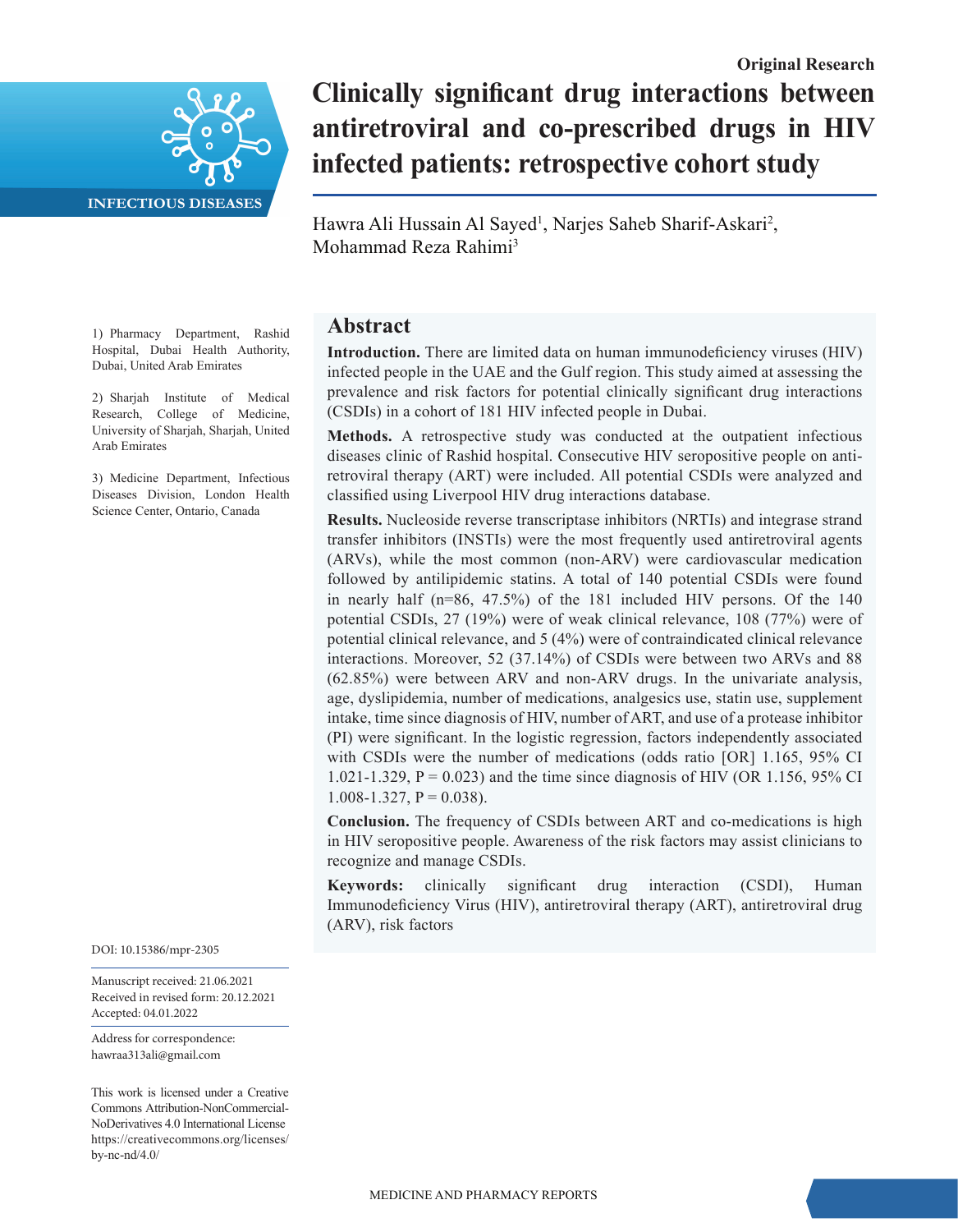Original Research

INFECTIOUS DISEASES

# Clinically significant drug interactions between antiretroviral and co-prescribed drugs in HIV infected patients: retrospective cohort study

Hawra Ali Hussain Al Sayed[1], Narjes Saheb Sharif-Askari[2], Mohammad Reza Rahimi[3]

1) Pharmacy Department, Rashid Hospital, Dubai Health Authority, Dubai, United Arab Emirates

2) Sharjah Institute of Medical Research, College of Medicine, University of Sharjah, Sharjah, United Arab Emirates

3) Medicine Department, Infectious Diseases Division, London Health Science Center, Ontario, Canada

## Abstract

**Introduction.** There are limited data on human immunodeficiency viruses (HIV) infected people in the UAE and the Gulf region. This study aimed at assessing the prevalence and risk factors for potential clinically significant drug interactions (CSDIs) in a cohort of 181 HIV infected people in Dubai.

**Methods.** A retrospective study was conducted at the outpatient infectious diseases clinic of Rashid hospital. Consecutive HIV seropositive people on antiretroviral therapy (ART) were included. All potential CSDIs were analyzed and classified using Liverpool HIV drug interactions database.

**Results.** Nucleoside reverse transcriptase inhibitors (NRTIs) and integrase strand transfer inhibitors (INSTIs) were the most frequently used antiretroviral agents (ARVs), while the most common (non-ARV) were cardiovascular medication followed by antilipidemic statins. A total of 140 potential CSDIs were found in nearly half (n=86, 47.5%) of the 181 included HIV persons. Of the 140 potential CSDIs, 27 (19%) were of weak clinical relevance, 108 (77%) were of potential clinical relevance, and 5 (4%) were of contraindicated clinical relevance interactions. Moreover, 52 (37.14%) of CSDIs were between two ARVs and 88 (62.85%) were between ARV and non-ARV drugs. In the univariate analysis, age, dyslipidemia, number of medications, analgesics use, statin use, supplement intake, time since diagnosis of HIV, number of ART, and use of a protease inhibitor (PI) were significant. In the logistic regression, factors independently associated with CSDIs were the number of medications (odds ratio [OR] 1.165, 95% CI 1.021-1.329, P = 0.023) and the time since diagnosis of HIV (OR 1.156, 95% CI 1.008-1.327, P = 0.038).

**Conclusion.** The frequency of CSDIs between ART and co-medications is high in HIV seropositive people. Awareness of the risk factors may assist clinicians to recognize and manage CSDIs.

**Keywords:** clinically significant drug interaction (CSDI), Human Immunodeficiency Virus (HIV), antiretroviral therapy (ART), antiretroviral drug (ARV), risk factors

DOI: 10.15386/mpr-2305

Manuscript received: 21.06.2021
Received in revised form: 20.12.2021
Accepted: 04.01.2022

Address for correspondence:
hawraa313ali@gmail.com

This work is licensed under a Creative Commons Attribution-NonCommercial-NoDerivatives 4.0 International License https://creativecommons.org/licenses/by-nc-nd/4.0/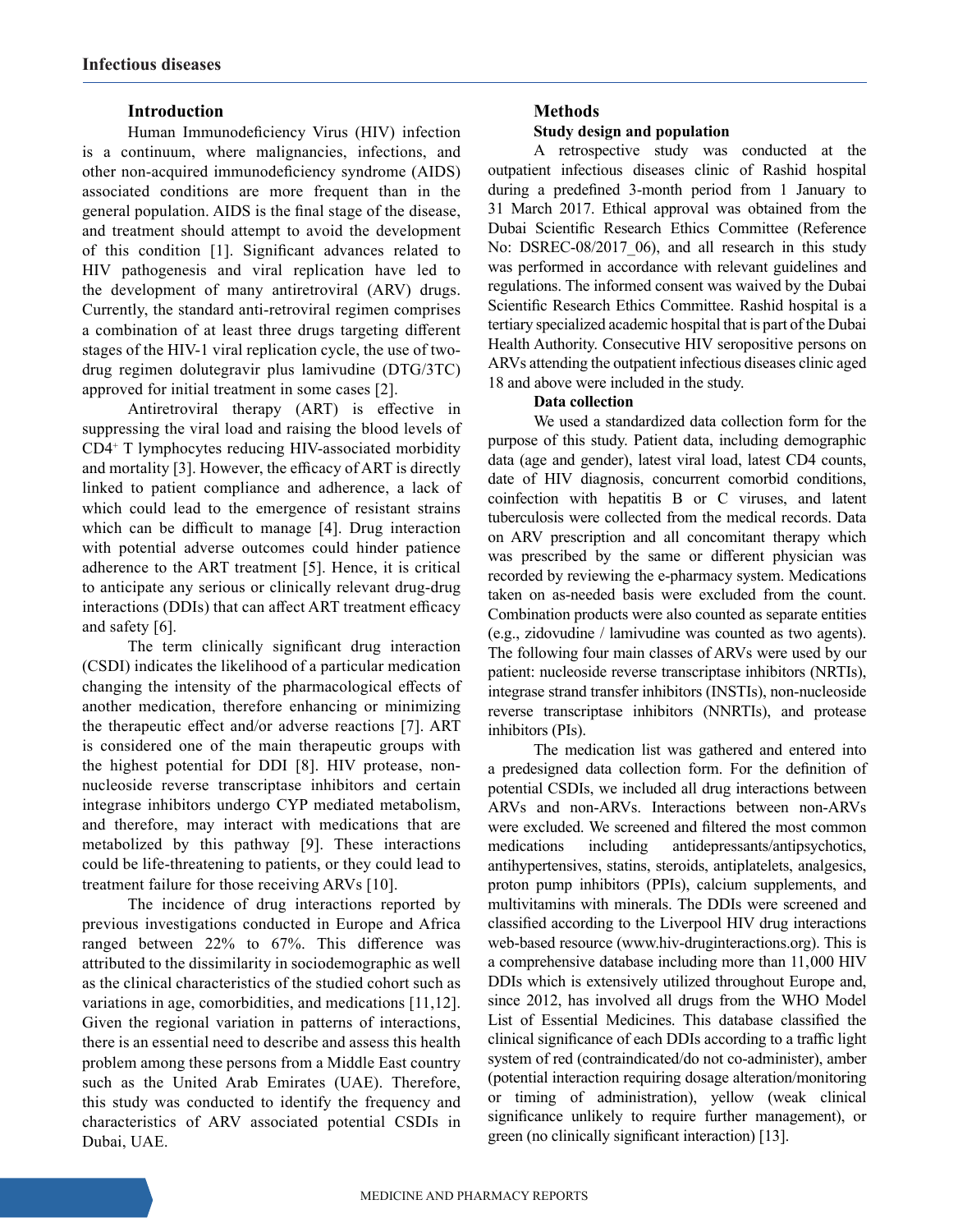## Introduction

Human Immunodeficiency Virus (HIV) infection is a continuum, where malignancies, infections, and other non-acquired immunodeficiency syndrome (AIDS) associated conditions are more frequent than in the general population. AIDS is the final stage of the disease, and treatment should attempt to avoid the development of this condition [1]. Significant advances related to HIV pathogenesis and viral replication have led to the development of many antiretroviral (ARV) drugs. Currently, the standard anti-retroviral regimen comprises a combination of at least three drugs targeting different stages of the HIV-1 viral replication cycle, the use of two-drug regimen dolutegravir plus lamivudine (DTG/3TC) approved for initial treatment in some cases [2].

Antiretroviral therapy (ART) is effective in suppressing the viral load and raising the blood levels of $CD4^{+}$ T lymphocytes reducing HIV-associated morbidity and mortality [3]. However, the efficacy of ART is directly linked to patient compliance and adherence, a lack of which could lead to the emergence of resistant strains which can be difficult to manage [4]. Drug interaction with potential adverse outcomes could hinder patience adherence to the ART treatment [5]. Hence, it is critical to anticipate any serious or clinically relevant drug-drug interactions (DDIs) that can affect ART treatment efficacy and safety [6].

The term clinically significant drug interaction (CSDI) indicates the likelihood of a particular medication changing the intensity of the pharmacological effects of another medication, therefore enhancing or minimizing the therapeutic effect and/or adverse reactions [7]. ART is considered one of the main therapeutic groups with the highest potential for DDI [8]. HIV protease, non-nucleoside reverse transcriptase inhibitors and certain integrase inhibitors undergo CYP mediated metabolism, and therefore, may interact with medications that are metabolized by this pathway [9]. These interactions could be life-threatening to patients, or they could lead to treatment failure for those receiving ARVs [10].

The incidence of drug interactions reported by previous investigations conducted in Europe and Africa ranged between 22% to 67%. This difference was attributed to the dissimilarity in sociodemographic as well as the clinical characteristics of the studied cohort such as variations in age, comorbidities, and medications [11,12]. Given the regional variation in patterns of interactions, there is an essential need to describe and assess this health problem among these persons from a Middle East country such as the United Arab Emirates (UAE). Therefore, this study was conducted to identify the frequency and characteristics of ARV associated potential CSDIs in Dubai, UAE.

## Methods

### Study design and population

A retrospective study was conducted at the outpatient infectious diseases clinic of Rashid hospital during a predefined 3-month period from 1 January to 31 March 2017. Ethical approval was obtained from the Dubai Scientific Research Ethics Committee (Reference No: DSREC-08/2017_06), and all research in this study was performed in accordance with relevant guidelines and regulations. The informed consent was waived by the Dubai Scientific Research Ethics Committee. Rashid hospital is a tertiary specialized academic hospital that is part of the Dubai Health Authority. Consecutive HIV seropositive persons on ARVs attending the outpatient infectious diseases clinic aged 18 and above were included in the study.

### Data collection

We used a standardized data collection form for the purpose of this study. Patient data, including demographic data (age and gender), latest viral load, latest CD4 counts, date of HIV diagnosis, concurrent comorbid conditions, coinfection with hepatitis B or C viruses, and latent tuberculosis were collected from the medical records. Data on ARV prescription and all concomitant therapy which was prescribed by the same or different physician was recorded by reviewing the e-pharmacy system. Medications taken on as-needed basis were excluded from the count. Combination products were also counted as separate entities (e.g., zidovudine / lamivudine was counted as two agents). The following four main classes of ARVs were used by our patient: nucleoside reverse transcriptase inhibitors (NRTIs), integrase strand transfer inhibitors (INSTIs), non-nucleoside reverse transcriptase inhibitors (NNRTIs), and protease inhibitors (PIs).

The medication list was gathered and entered into a predesigned data collection form. For the definition of potential CSDIs, we included all drug interactions between ARVs and non-ARVs. Interactions between non-ARVs were excluded. We screened and filtered the most common medications including antidepressants/antipsychotics, antihypertensives, statins, steroids, antiplatelets, analgesics, proton pump inhibitors (PPIs), calcium supplements, and multivitamins with minerals. The DDIs were screened and classified according to the Liverpool HIV drug interactions web-based resource (www.hiv-druginteractions.org). This is a comprehensive database including more than 11,000 HIV DDIs which is extensively utilized throughout Europe and, since 2012, has involved all drugs from the WHO Model List of Essential Medicines. This database classified the clinical significance of each DDIs according to a traffic light system of red (contraindicated/do not co-administer), amber (potential interaction requiring dosage alteration/monitoring or timing of administration), yellow (weak clinical significance unlikely to require further management), or green (no clinically significant interaction) [13].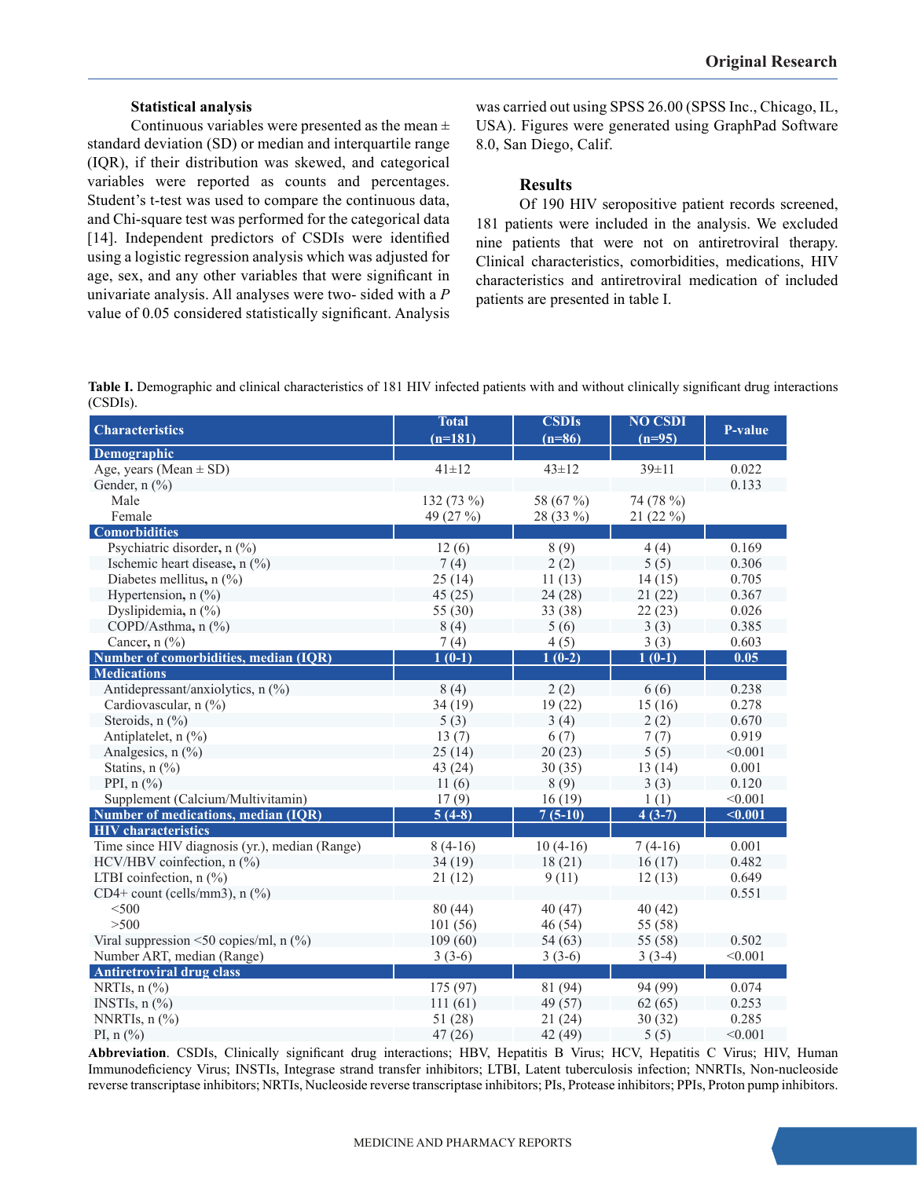### Statistical analysis

Continuous variables were presented as the mean ± standard deviation (SD) or median and interquartile range (IQR), if their distribution was skewed, and categorical variables were reported as counts and percentages. Student's t-test was used to compare the continuous data, and Chi-square test was performed for the categorical data [14]. Independent predictors of CSDIs were identified using a logistic regression analysis which was adjusted for age, sex, and any other variables that were significant in univariate analysis. All analyses were two- sided with a *P* value of 0.05 considered statistically significant. Analysis was carried out using SPSS 26.00 (SPSS Inc., Chicago, IL, USA). Figures were generated using GraphPad Software 8.0, San Diego, Calif.

### Results

Of 190 HIV seropositive patient records screened, 181 patients were included in the analysis. We excluded nine patients that were not on antiretroviral therapy. Clinical characteristics, comorbidities, medications, HIV characteristics and antiretroviral medication of included patients are presented in table I.

**Table I.** Demographic and clinical characteristics of 181 HIV infected patients with and without clinically significant drug interactions (CSDIs).

| Characteristics | Total (n=181) | CSDIs (n=86) | NO CSDI (n=95) | P-value |
|---|---|---|---|---|
| **Demographic** | | | | |
| Age, years (Mean ± SD) | 41±12 | 43±12 | 39±11 | 0.022 |
| Gender, n (%) | | | | 0.133 |
| Male | 132 (73 %) | 58 (67 %) | 74 (78 %) | |
| Female | 49 (27 %) | 28 (33 %) | 21 (22 %) | |
| **Comorbidities** | | | | |
| Psychiatric disorder, n (%) | 12 (6) | 8 (9) | 4 (4) | 0.169 |
| Ischemic heart disease, n (%) | 7 (4) | 2 (2) | 5 (5) | 0.306 |
| Diabetes mellitus, n (%) | 25 (14) | 11 (13) | 14 (15) | 0.705 |
| Hypertension, n (%) | 45 (25) | 24 (28) | 21 (22) | 0.367 |
| Dyslipidemia, n (%) | 55 (30) | 33 (38) | 22 (23) | 0.026 |
| COPD/Asthma, n (%) | 8 (4) | 5 (6) | 3 (3) | 0.385 |
| Cancer, n (%) | 7 (4) | 4 (5) | 3 (3) | 0.603 |
| **Number of comorbidities, median (IQR)** | **1 (0-1)** | **1 (0-2)** | **1 (0-1)** | **0.05** |
| **Medications** | | | | |
| Antidepressant/anxiolytics, n (%) | 8 (4) | 2 (2) | 6 (6) | 0.238 |
| Cardiovascular, n (%) | 34 (19) | 19 (22) | 15 (16) | 0.278 |
| Steroids, n (%) | 5 (3) | 3 (4) | 2 (2) | 0.670 |
| Antiplatelet, n (%) | 13 (7) | 6 (7) | 7 (7) | 0.919 |
| Analgesics, n (%) | 25 (14) | 20 (23) | 5 (5) | <0.001 |
| Statins, n (%) | 43 (24) | 30 (35) | 13 (14) | 0.001 |
| PPI, n (%) | 11 (6) | 8 (9) | 3 (3) | 0.120 |
| Supplement (Calcium/Multivitamin) | 17 (9) | 16 (19) | 1 (1) | <0.001 |
| **Number of medications, median (IQR)** | **5 (4-8)** | **7 (5-10)** | **4 (3-7)** | **<0.001** |
| **HIV characteristics** | | | | |
| Time since HIV diagnosis (yr.), median (Range) | 8 (4-16) | 10 (4-16) | 7 (4-16) | 0.001 |
| HCV/HBV coinfection, n (%) | 34 (19) | 18 (21) | 16 (17) | 0.482 |
| LTBI coinfection, n (%) | 21 (12) | 9 (11) | 12 (13) | 0.649 |
| CD4+ count (cells/mm3), n (%) | | | | 0.551 |
| <500 | 80 (44) | 40 (47) | 40 (42) | |
| >500 | 101 (56) | 46 (54) | 55 (58) | |
| Viral suppression <50 copies/ml, n (%) | 109 (60) | 54 (63) | 55 (58) | 0.502 |
| Number ART, median (Range) | 3 (3-6) | 3 (3-6) | 3 (3-4) | <0.001 |
| **Antiretroviral drug class** | | | | |
| NRTIs, n (%) | 175 (97) | 81 (94) | 94 (99) | 0.074 |
| INSTIs, n (%) | 111 (61) | 49 (57) | 62 (65) | 0.253 |
| NNRTIs, n (%) | 51 (28) | 21 (24) | 30 (32) | 0.285 |
| PI, n (%) | 47 (26) | 42 (49) | 5 (5) | <0.001 |

**Abbreviation**. CSDIs, Clinically significant drug interactions; HBV, Hepatitis B Virus; HCV, Hepatitis C Virus; HIV, Human Immunodeficiency Virus; INSTIs, Integrase strand transfer inhibitors; LTBI, Latent tuberculosis infection; NNRTIs, Non-nucleoside reverse transcriptase inhibitors; NRTIs, Nucleoside reverse transcriptase inhibitors; PIs, Protease inhibitors; PPIs, Proton pump inhibitors.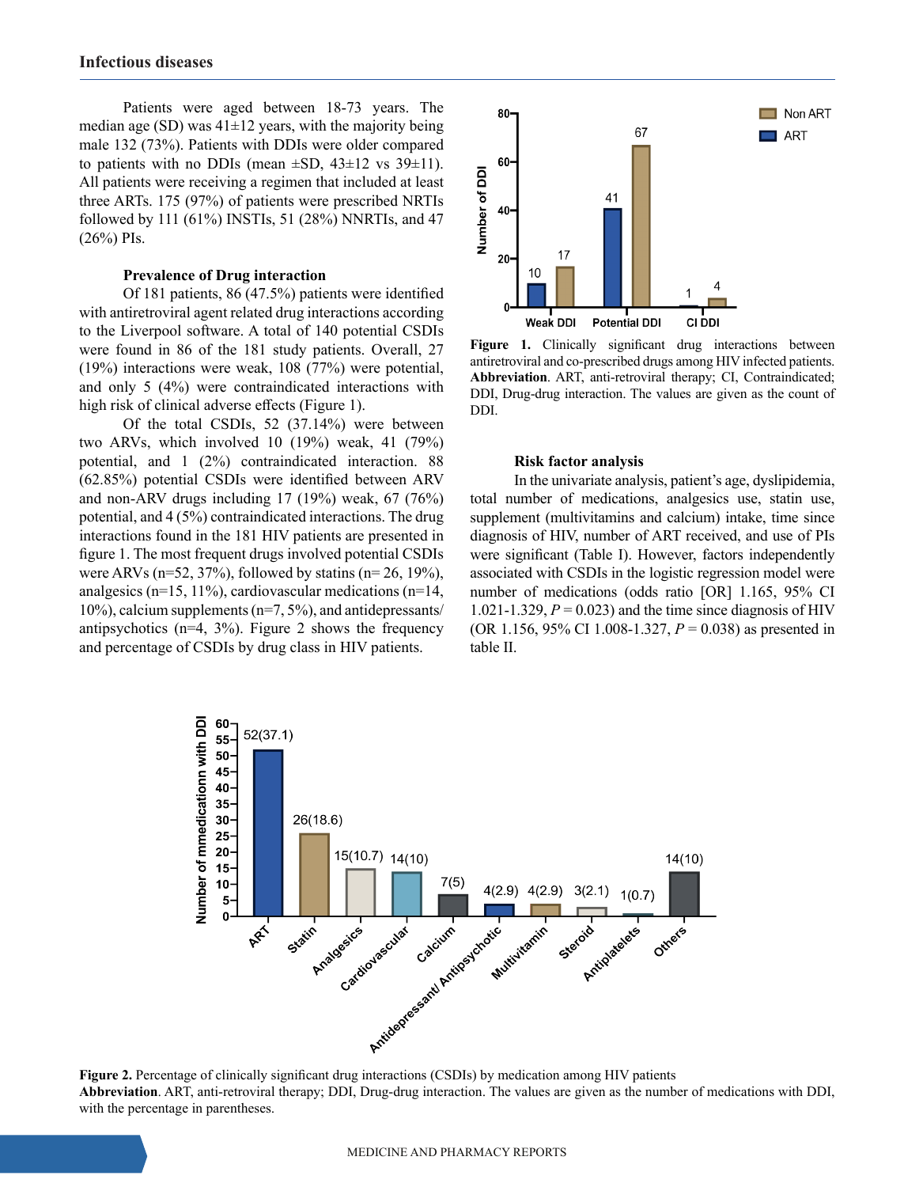Patients were aged between 18-73 years. The median age (SD) was 41±12 years, with the majority being male 132 (73%). Patients with DDIs were older compared to patients with no DDIs (mean ±SD, 43±12 vs 39±11). All patients were receiving a regimen that included at least three ARTs. 175 (97%) of patients were prescribed NRTIs followed by 111 (61%) INSTIs, 51 (28%) NNRTIs, and 47 (26%) PIs.

### Prevalence of Drug interaction

Of 181 patients, 86 (47.5%) patients were identified with antiretroviral agent related drug interactions according to the Liverpool software. A total of 140 potential CSDIs were found in 86 of the 181 study patients. Overall, 27 (19%) interactions were weak, 108 (77%) were potential, and only 5 (4%) were contraindicated interactions with high risk of clinical adverse effects (Figure 1).

Of the total CSDIs, 52 (37.14%) were between two ARVs, which involved 10 (19%) weak, 41 (79%) potential, and 1 (2%) contraindicated interaction. 88 (62.85%) potential CSDIs were identified between ARV and non-ARV drugs including 17 (19%) weak, 67 (76%) potential, and 4 (5%) contraindicated interactions. The drug interactions found in the 181 HIV patients are presented in figure 1. The most frequent drugs involved potential CSDIs were ARVs (n=52, 37%), followed by statins (n= 26, 19%), analgesics (n=15, 11%), cardiovascular medications (n=14, 10%), calcium supplements (n=7, 5%), and antidepressants/antipsychotics (n=4, 3%). Figure 2 shows the frequency and percentage of CSDIs by drug class in HIV patients.

**Figure 1.** Clinically significant drug interactions between antiretroviral and co-prescribed drugs among HIV infected patients. **Abbreviation**. ART, anti-retroviral therapy; CI, Contraindicated; DDI, Drug-drug interaction. The values are given as the count of DDI.

### Risk factor analysis

In the univariate analysis, patient's age, dyslipidemia, total number of medications, analgesics use, statin use, supplement (multivitamins and calcium) intake, time since diagnosis of HIV, number of ART received, and use of PIs were significant (Table I). However, factors independently associated with CSDIs in the logistic regression model were number of medications (odds ratio [OR] 1.165, 95% CI 1.021-1.329, $P = 0.023$) and the time since diagnosis of HIV (OR 1.156, 95% CI 1.008-1.327, $P = 0.038$) as presented in table II.

**Figure 2.** Percentage of clinically significant drug interactions (CSDIs) by medication among HIV patients
**Abbreviation**. ART, anti-retroviral therapy; DDI, Drug-drug interaction. The values are given as the number of medications with DDI, with the percentage in parentheses.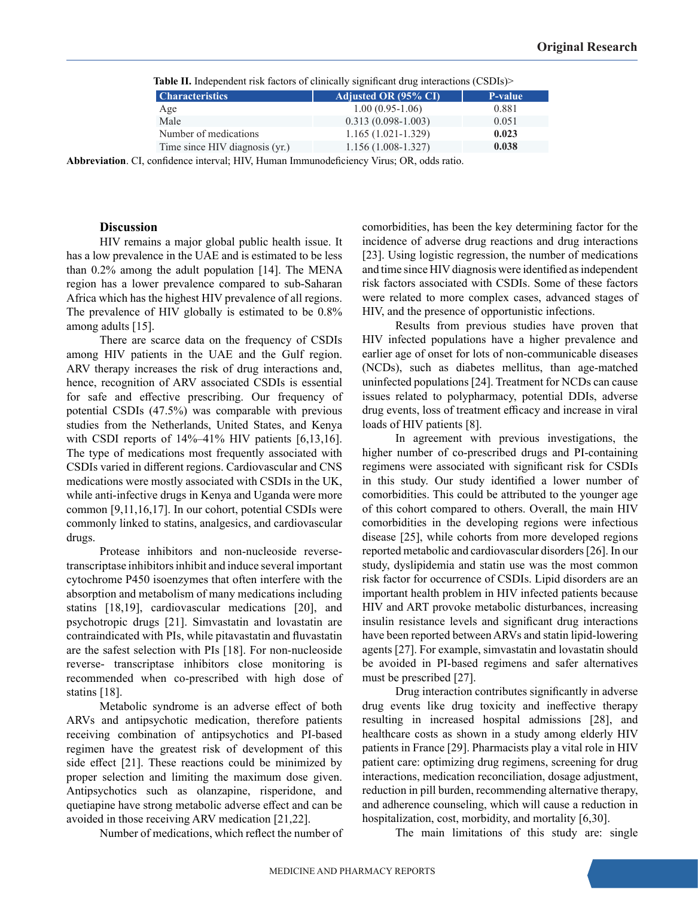**Table II.** Independent risk factors of clinically significant drug interactions (CSDIs)>

| Characteristics | Adjusted OR (95% CI) | P-value |
| --- | --- | --- |
| Age | 1.00 (0.95-1.06) | 0.881 |
| Male | 0.313 (0.098-1.003) | 0.051 |
| Number of medications | 1.165 (1.021-1.329) | **0.023** |
| Time since HIV diagnosis (yr.) | 1.156 (1.008-1.327) | **0.038** |

**Abbreviation**. CI, confidence interval; HIV, Human Immunodeficiency Virus; OR, odds ratio.

### Discussion

HIV remains a major global public health issue. It has a low prevalence in the UAE and is estimated to be less than 0.2% among the adult population [14]. The MENA region has a lower prevalence compared to sub-Saharan Africa which has the highest HIV prevalence of all regions. The prevalence of HIV globally is estimated to be 0.8% among adults [15].

There are scarce data on the frequency of CSDIs among HIV patients in the UAE and the Gulf region. ARV therapy increases the risk of drug interactions and, hence, recognition of ARV associated CSDIs is essential for safe and effective prescribing. Our frequency of potential CSDIs (47.5%) was comparable with previous studies from the Netherlands, United States, and Kenya with CSDI reports of 14%–41% HIV patients [6,13,16]. The type of medications most frequently associated with CSDIs varied in different regions. Cardiovascular and CNS medications were mostly associated with CSDIs in the UK, while anti-infective drugs in Kenya and Uganda were more common [9,11,16,17]. In our cohort, potential CSDIs were commonly linked to statins, analgesics, and cardiovascular drugs.

Protease inhibitors and non-nucleoside reverse-transcriptase inhibitors inhibit and induce several important cytochrome P450 isoenzymes that often interfere with the absorption and metabolism of many medications including statins [18,19], cardiovascular medications [20], and psychotropic drugs [21]. Simvastatin and lovastatin are contraindicated with PIs, while pitavastatin and fluvastatin are the safest selection with PIs [18]. For non-nucleoside reverse- transcriptase inhibitors close monitoring is recommended when co-prescribed with high dose of statins [18].

Metabolic syndrome is an adverse effect of both ARVs and antipsychotic medication, therefore patients receiving combination of antipsychotics and PI-based regimen have the greatest risk of development of this side effect [21]. These reactions could be minimized by proper selection and limiting the maximum dose given. Antipsychotics such as olanzapine, risperidone, and quetiapine have strong metabolic adverse effect and can be avoided in those receiving ARV medication [21,22].

Number of medications, which reflect the number of comorbidities, has been the key determining factor for the incidence of adverse drug reactions and drug interactions [23]. Using logistic regression, the number of medications and time since HIV diagnosis were identified as independent risk factors associated with CSDIs. Some of these factors were related to more complex cases, advanced stages of HIV, and the presence of opportunistic infections.

Results from previous studies have proven that HIV infected populations have a higher prevalence and earlier age of onset for lots of non-communicable diseases (NCDs), such as diabetes mellitus, than age-matched uninfected populations [24]. Treatment for NCDs can cause issues related to polypharmacy, potential DDIs, adverse drug events, loss of treatment efficacy and increase in viral loads of HIV patients [8].

In agreement with previous investigations, the higher number of co-prescribed drugs and PI-containing regimens were associated with significant risk for CSDIs in this study. Our study identified a lower number of comorbidities. This could be attributed to the younger age of this cohort compared to others. Overall, the main HIV comorbidities in the developing regions were infectious disease [25], while cohorts from more developed regions reported metabolic and cardiovascular disorders [26]. In our study, dyslipidemia and statin use was the most common risk factor for occurrence of CSDIs. Lipid disorders are an important health problem in HIV infected patients because HIV and ART provoke metabolic disturbances, increasing insulin resistance levels and significant drug interactions have been reported between ARVs and statin lipid-lowering agents [27]. For example, simvastatin and lovastatin should be avoided in PI-based regimens and safer alternatives must be prescribed [27].

Drug interaction contributes significantly in adverse drug events like drug toxicity and ineffective therapy resulting in increased hospital admissions [28], and healthcare costs as shown in a study among elderly HIV patients in France [29]. Pharmacists play a vital role in HIV patient care: optimizing drug regimens, screening for drug interactions, medication reconciliation, dosage adjustment, reduction in pill burden, recommending alternative therapy, and adherence counseling, which will cause a reduction in hospitalization, cost, morbidity, and mortality [6,30].

The main limitations of this study are: single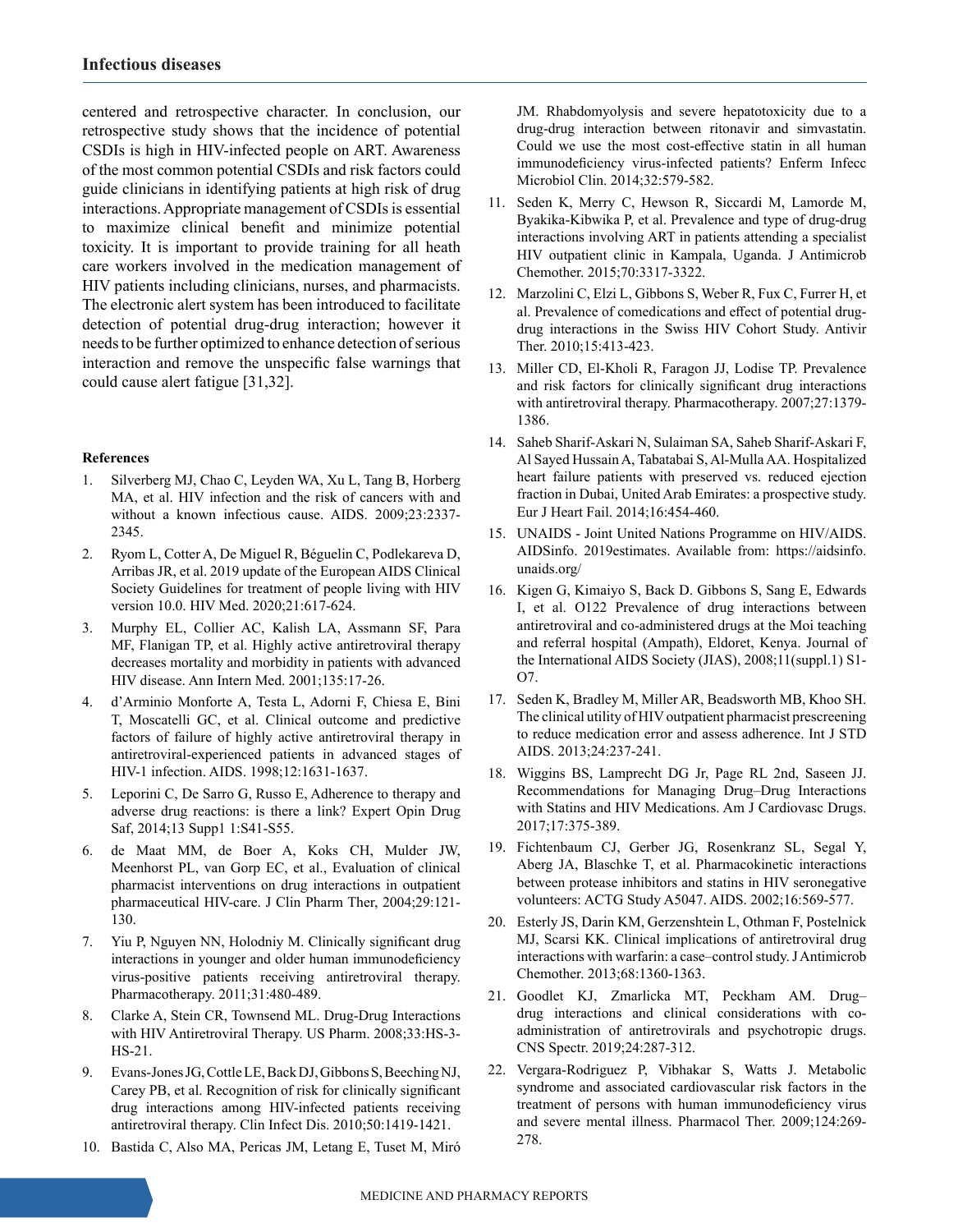centered and retrospective character. In conclusion, our retrospective study shows that the incidence of potential CSDIs is high in HIV-infected people on ART. Awareness of the most common potential CSDIs and risk factors could guide clinicians in identifying patients at high risk of drug interactions. Appropriate management of CSDIs is essential to maximize clinical benefit and minimize potential toxicity. It is important to provide training for all heath care workers involved in the medication management of HIV patients including clinicians, nurses, and pharmacists. The electronic alert system has been introduced to facilitate detection of potential drug-drug interaction; however it needs to be further optimized to enhance detection of serious interaction and remove the unspecific false warnings that could cause alert fatigue [31,32].

### References

1. Silverberg MJ, Chao C, Leyden WA, Xu L, Tang B, Horberg MA, et al. HIV infection and the risk of cancers with and without a known infectious cause. AIDS. 2009;23:2337-2345.
2. Ryom L, Cotter A, De Miguel R, Béguelin C, Podlekareva D, Arribas JR, et al. 2019 update of the European AIDS Clinical Society Guidelines for treatment of people living with HIV version 10.0. HIV Med. 2020;21:617-624.
3. Murphy EL, Collier AC, Kalish LA, Assmann SF, Para MF, Flanigan TP, et al. Highly active antiretroviral therapy decreases mortality and morbidity in patients with advanced HIV disease. Ann Intern Med. 2001;135:17-26.
4. d'Arminio Monforte A, Testa L, Adorni F, Chiesa E, Bini T, Moscatelli GC, et al. Clinical outcome and predictive factors of failure of highly active antiretroviral therapy in antiretroviral-experienced patients in advanced stages of HIV-1 infection. AIDS. 1998;12:1631-1637.
5. Leporini C, De Sarro G, Russo E, Adherence to therapy and adverse drug reactions: is there a link? Expert Opin Drug Saf, 2014;13 Suppl1 1:S41-S55.
6. de Maat MM, de Boer A, Koks CH, Mulder JW, Meenhorst PL, van Gorp EC, et al., Evaluation of clinical pharmacist interventions on drug interactions in outpatient pharmaceutical HIV-care. J Clin Pharm Ther, 2004;29:121-130.
7. Yiu P, Nguyen NN, Holodniy M. Clinically significant drug interactions in younger and older human immunodeficiency virus-positive patients receiving antiretroviral therapy. Pharmacotherapy. 2011;31:480-489.
8. Clarke A, Stein CR, Townsend ML. Drug-Drug Interactions with HIV Antiretroviral Therapy. US Pharm. 2008;33:HS-3-HS-21.
9. Evans-Jones JG, Cottle LE, Back DJ, Gibbons S, Beeching NJ, Carey PB, et al. Recognition of risk for clinically significant drug interactions among HIV-infected patients receiving antiretroviral therapy. Clin Infect Dis. 2010;50:1419-1421.
10. Bastida C, Also MA, Pericas JM, Letang E, Tuset M, Miró JM. Rhabdomyolysis and severe hepatotoxicity due to a drug-drug interaction between ritonavir and simvastatin. Could we use the most cost-effective statin in all human immunodeficiency virus-infected patients? Enferm Infecc Microbiol Clin. 2014;32:579-582.
11. Seden K, Merry C, Hewson R, Siccardi M, Lamorde M, Byakika-Kibwika P, et al. Prevalence and type of drug-drug interactions involving ART in patients attending a specialist HIV outpatient clinic in Kampala, Uganda. J Antimicrob Chemother. 2015;70:3317-3322.
12. Marzolini C, Elzi L, Gibbons S, Weber R, Fux C, Furrer H, et al. Prevalence of comedications and effect of potential drug-drug interactions in the Swiss HIV Cohort Study. Antivir Ther. 2010;15:413-423.
13. Miller CD, El-Kholi R, Faragon JJ, Lodise TP. Prevalence and risk factors for clinically significant drug interactions with antiretroviral therapy. Pharmacotherapy. 2007;27:1379-1386.
14. Saheb Sharif-Askari N, Sulaiman SA, Saheb Sharif-Askari F, Al Sayed Hussain A, Tabatabai S, Al-Mulla AA. Hospitalized heart failure patients with preserved vs. reduced ejection fraction in Dubai, United Arab Emirates: a prospective study. Eur J Heart Fail. 2014;16:454-460.
15. UNAIDS - Joint United Nations Programme on HIV/AIDS. AIDSinfo. 2019estimates. Available from: https://aidsinfo.unaids.org/
16. Kigen G, Kimaiyo S, Back D. Gibbons S, Sang E, Edwards I, et al. O122 Prevalence of drug interactions between antiretroviral and co-administered drugs at the Moi teaching and referral hospital (Ampath), Eldoret, Kenya. Journal of the International AIDS Society (JIAS), 2008;11(suppl.1) S1-O7.
17. Seden K, Bradley M, Miller AR, Beadsworth MB, Khoo SH. The clinical utility of HIV outpatient pharmacist prescreening to reduce medication error and assess adherence. Int J STD AIDS. 2013;24:237-241.
18. Wiggins BS, Lamprecht DG Jr, Page RL 2nd, Saseen JJ. Recommendations for Managing Drug–Drug Interactions with Statins and HIV Medications. Am J Cardiovasc Drugs. 2017;17:375-389.
19. Fichtenbaum CJ, Gerber JG, Rosenkranz SL, Segal Y, Aberg JA, Blaschke T, et al. Pharmacokinetic interactions between protease inhibitors and statins in HIV seronegative volunteers: ACTG Study A5047. AIDS. 2002;16:569-577.
20. Esterly JS, Darin KM, Gerzenshtein L, Othman F, Postelnick MJ, Scarsi KK. Clinical implications of antiretroviral drug interactions with warfarin: a case–control study. J Antimicrob Chemother. 2013;68:1360-1363.
21. Goodlet KJ, Zmarlicka MT, Peckham AM. Drug–drug interactions and clinical considerations with co-administration of antiretrovirals and psychotropic drugs. CNS Spectr. 2019;24:287-312.
22. Vergara-Rodriguez P, Vibhakar S, Watts J. Metabolic syndrome and associated cardiovascular risk factors in the treatment of persons with human immunodeficiency virus and severe mental illness. Pharmacol Ther. 2009;124:269-278.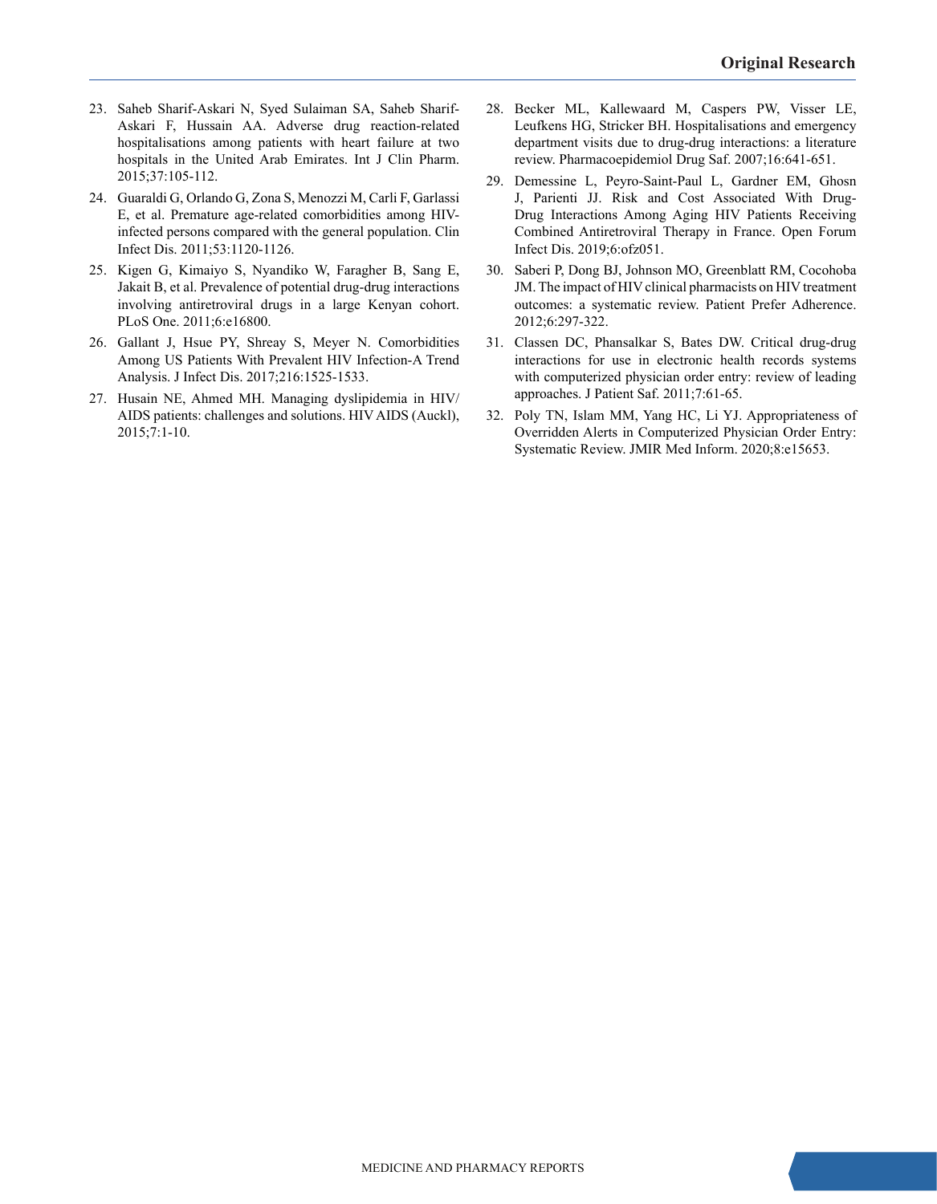23. Saheb Sharif-Askari N, Syed Sulaiman SA, Saheb Sharif-Askari F, Hussain AA. Adverse drug reaction-related hospitalisations among patients with heart failure at two hospitals in the United Arab Emirates. Int J Clin Pharm. 2015;37:105-112.
24. Guaraldi G, Orlando G, Zona S, Menozzi M, Carli F, Garlassi E, et al. Premature age-related comorbidities among HIV-infected persons compared with the general population. Clin Infect Dis. 2011;53:1120-1126.
25. Kigen G, Kimaiyo S, Nyandiko W, Faragher B, Sang E, Jakait B, et al. Prevalence of potential drug-drug interactions involving antiretroviral drugs in a large Kenyan cohort. PLoS One. 2011;6:e16800.
26. Gallant J, Hsue PY, Shreay S, Meyer N. Comorbidities Among US Patients With Prevalent HIV Infection-A Trend Analysis. J Infect Dis. 2017;216:1525-1533.
27. Husain NE, Ahmed MH. Managing dyslipidemia in HIV/AIDS patients: challenges and solutions. HIV AIDS (Auckl), 2015;7:1-10.
28. Becker ML, Kallewaard M, Caspers PW, Visser LE, Leufkens HG, Stricker BH. Hospitalisations and emergency department visits due to drug-drug interactions: a literature review. Pharmacoepidemiol Drug Saf. 2007;16:641-651.
29. Demessine L, Peyro-Saint-Paul L, Gardner EM, Ghosn J, Parienti JJ. Risk and Cost Associated With Drug-Drug Interactions Among Aging HIV Patients Receiving Combined Antiretroviral Therapy in France. Open Forum Infect Dis. 2019;6:ofz051.
30. Saberi P, Dong BJ, Johnson MO, Greenblatt RM, Cocohoba JM. The impact of HIV clinical pharmacists on HIV treatment outcomes: a systematic review. Patient Prefer Adherence. 2012;6:297-322.
31. Classen DC, Phansalkar S, Bates DW. Critical drug-drug interactions for use in electronic health records systems with computerized physician order entry: review of leading approaches. J Patient Saf. 2011;7:61-65.
32. Poly TN, Islam MM, Yang HC, Li YJ. Appropriateness of Overridden Alerts in Computerized Physician Order Entry: Systematic Review. JMIR Med Inform. 2020;8:e15653.